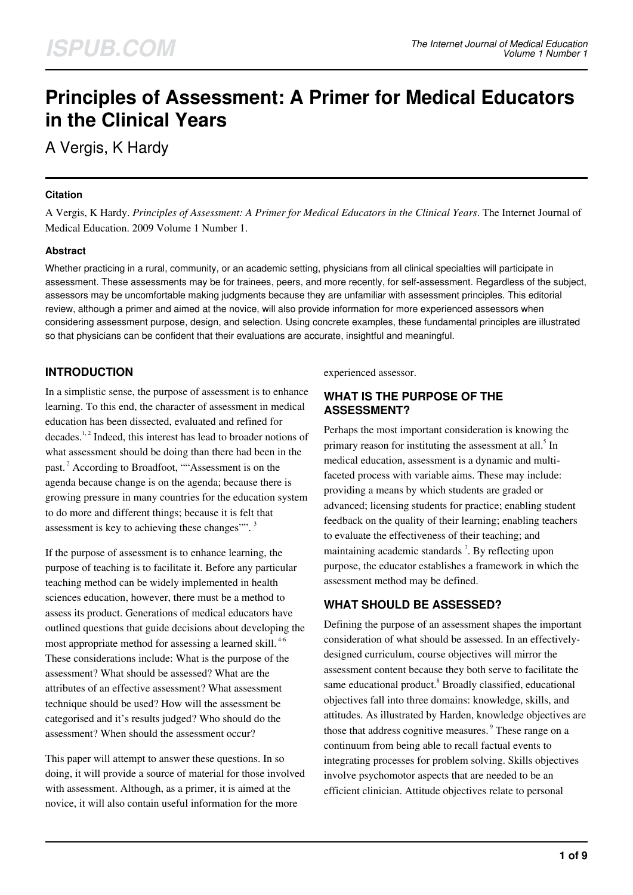# Principles of Assessment: A Primer for Medical Educators in the Clinical Years

A Vergis, K Hardy

## Citation

A Vergis, K Hardy. *Principles of Assessment: A Primer for Medical Educators in the Clinical Years*. The Internet Journal of Medical Education. 2009 Volume 1 Number 1.

## Abstract

Whether practicing in a rural, community, or an academic setting, physicians from all clinical specialties will participate in assessment. These assessments may be for trainees, peers, and more recently, for self-assessment. Regardless of the subject, assessors may be uncomfortable making judgments because they are unfamiliar with assessment principles. This editorial review, although a primer and aimed at the novice, will also provide information for more experienced assessors when considering assessment purpose, design, and selection. Using concrete examples, these fundamental principles are illustrated so that physicians can be confident that their evaluations are accurate, insightful and meaningful.

## INTRODUCTION

In a simplistic sense, the purpose of assessment is to enhance learning. To this end, the character of assessment in medical education has been dissected, evaluated and refined for decades.[1, 2] Indeed, this interest has lead to broader notions of what assessment should be doing than there had been in the past.[2] According to Broadfoot, ""Assessment is on the agenda because change is on the agenda; because there is growing pressure in many countries for the education system to do more and different things; because it is felt that assessment is key to achieving these changes"".[3]

If the purpose of assessment is to enhance learning, the purpose of teaching is to facilitate it. Before any particular teaching method can be widely implemented in health sciences education, however, there must be a method to assess its product. Generations of medical educators have outlined questions that guide decisions about developing the most appropriate method for assessing a learned skill.[4-6] These considerations include: What is the purpose of the assessment? What should be assessed? What are the attributes of an effective assessment? What assessment technique should be used? How will the assessment be categorised and it's results judged? Who should do the assessment? When should the assessment occur?

This paper will attempt to answer these questions. In so doing, it will provide a source of material for those involved with assessment. Although, as a primer, it is aimed at the novice, it will also contain useful information for the more experienced assessor.

## WHAT IS THE PURPOSE OF THE ASSESSMENT?

Perhaps the most important consideration is knowing the primary reason for instituting the assessment at all.[5] In medical education, assessment is a dynamic and multi-faceted process with variable aims. These may include: providing a means by which students are graded or advanced; licensing students for practice; enabling student feedback on the quality of their learning; enabling teachers to evaluate the effectiveness of their teaching; and maintaining academic standards [7]. By reflecting upon purpose, the educator establishes a framework in which the assessment method may be defined.

## WHAT SHOULD BE ASSESSED?

Defining the purpose of an assessment shapes the important consideration of what should be assessed. In an effectively-designed curriculum, course objectives will mirror the assessment content because they both serve to facilitate the same educational product.[8] Broadly classified, educational objectives fall into three domains: knowledge, skills, and attitudes. As illustrated by Harden, knowledge objectives are those that address cognitive measures.[9] These range on a continuum from being able to recall factual events to integrating processes for problem solving. Skills objectives involve psychomotor aspects that are needed to be an efficient clinician. Attitude objectives relate to personal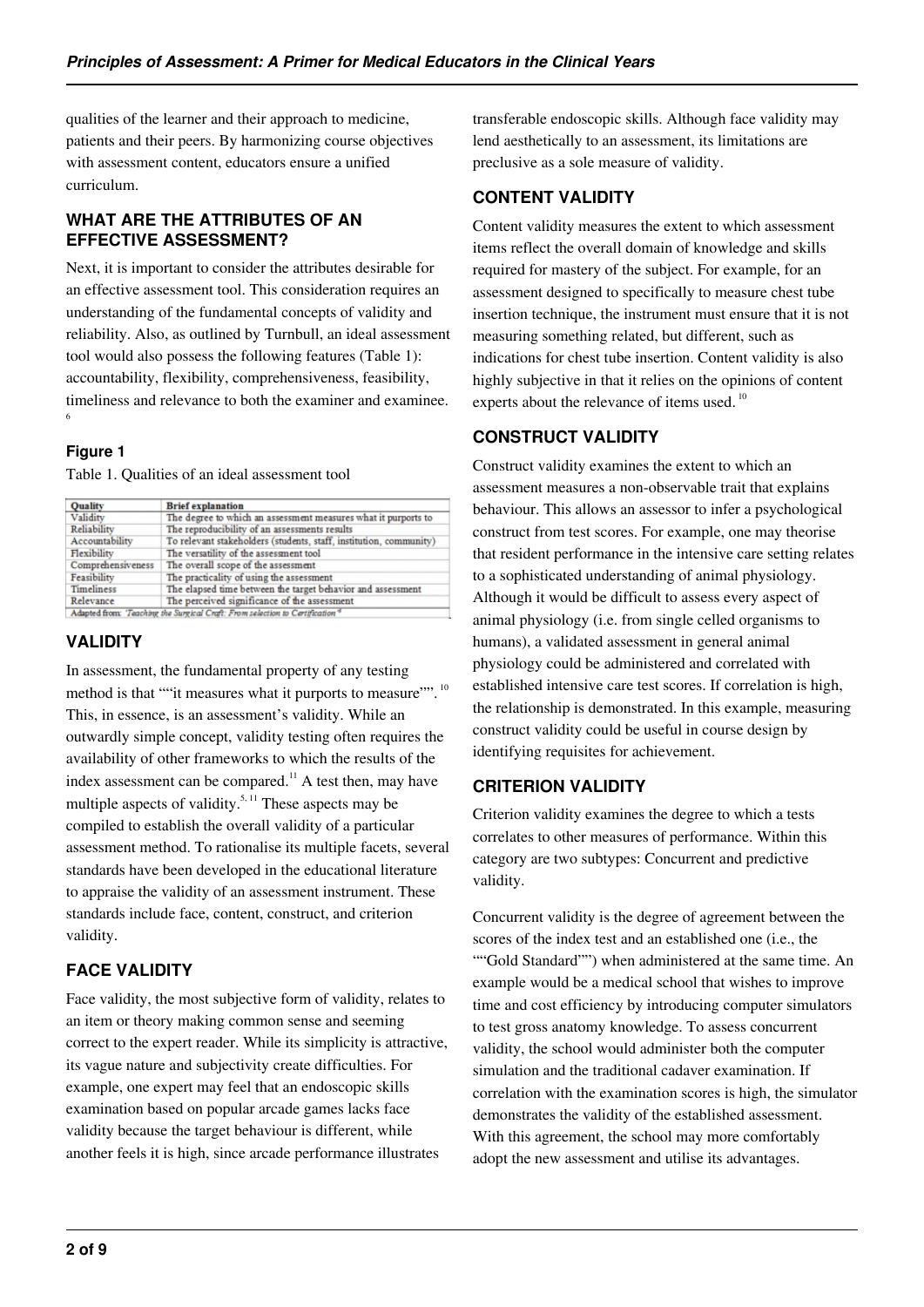qualities of the learner and their approach to medicine, patients and their peers. By harmonizing course objectives with assessment content, educators ensure a unified curriculum.

## WHAT ARE THE ATTRIBUTES OF AN EFFECTIVE ASSESSMENT?

Next, it is important to consider the attributes desirable for an effective assessment tool. This consideration requires an understanding of the fundamental concepts of validity and reliability. Also, as outlined by Turnbull, an ideal assessment tool would also possess the following features (Table 1): accountability, flexibility, comprehensiveness, feasibility, timeliness and relevance to both the examiner and examinee. [6]

### Figure 1

Table 1. Qualities of an ideal assessment tool

| Quality | Brief explanation |
|---|---|
| Validity | The degree to which an assessment measures what it purports to |
| Reliability | The reproducibility of an assessments results |
| Accountability | To relevant stakeholders (students, staff, institution, community) |
| Flexibility | The versatility of the assessment tool |
| Comprehensiveness | The overall scope of the assessment |
| Feasibility | The practicality of using the assessment |
| Timeliness | The elapsed time between the target behavior and assessment |
| Relevance | The perceived significance of the assessment |

Adapted from: '*Teaching the Surgical Craft: From selection to Certification*'[6]

## VALIDITY

In assessment, the fundamental property of any testing method is that ""it measures what it purports to measure"". [10] This, in essence, is an assessment's validity. While an outwardly simple concept, validity testing often requires the availability of other frameworks to which the results of the index assessment can be compared.[11] A test then, may have multiple aspects of validity.[5, 11] These aspects may be compiled to establish the overall validity of a particular assessment method. To rationalise its multiple facets, several standards have been developed in the educational literature to appraise the validity of an assessment instrument. These standards include face, content, construct, and criterion validity.

## FACE VALIDITY

Face validity, the most subjective form of validity, relates to an item or theory making common sense and seeming correct to the expert reader. While its simplicity is attractive, its vague nature and subjectivity create difficulties. For example, one expert may feel that an endoscopic skills examination based on popular arcade games lacks face validity because the target behaviour is different, while another feels it is high, since arcade performance illustrates transferable endoscopic skills. Although face validity may lend aesthetically to an assessment, its limitations are preclusive as a sole measure of validity.

## CONTENT VALIDITY

Content validity measures the extent to which assessment items reflect the overall domain of knowledge and skills required for mastery of the subject. For example, for an assessment designed to specifically to measure chest tube insertion technique, the instrument must ensure that it is not measuring something related, but different, such as indications for chest tube insertion. Content validity is also highly subjective in that it relies on the opinions of content experts about the relevance of items used. [10]

## CONSTRUCT VALIDITY

Construct validity examines the extent to which an assessment measures a non-observable trait that explains behaviour. This allows an assessor to infer a psychological construct from test scores. For example, one may theorise that resident performance in the intensive care setting relates to a sophisticated understanding of animal physiology. Although it would be difficult to assess every aspect of animal physiology (i.e. from single celled organisms to humans), a validated assessment in general animal physiology could be administered and correlated with established intensive care test scores. If correlation is high, the relationship is demonstrated. In this example, measuring construct validity could be useful in course design by identifying requisites for achievement.

## CRITERION VALIDITY

Criterion validity examines the degree to which a tests correlates to other measures of performance. Within this category are two subtypes: Concurrent and predictive validity.

Concurrent validity is the degree of agreement between the scores of the index test and an established one (i.e., the ""Gold Standard"") when administered at the same time. An example would be a medical school that wishes to improve time and cost efficiency by introducing computer simulators to test gross anatomy knowledge. To assess concurrent validity, the school would administer both the computer simulation and the traditional cadaver examination. If correlation with the examination scores is high, the simulator demonstrates the validity of the established assessment. With this agreement, the school may more comfortably adopt the new assessment and utilise its advantages.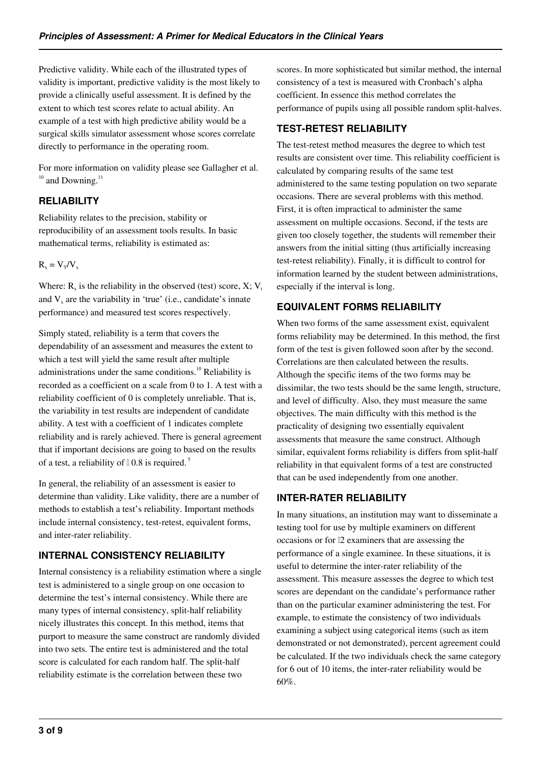Predictive validity. While each of the illustrated types of validity is important, predictive validity is the most likely to provide a clinically useful assessment. It is defined by the extent to which test scores relate to actual ability. An example of a test with high predictive ability would be a surgical skills simulator assessment whose scores correlate directly to performance in the operating room.

For more information on validity please see Gallagher et al.[10] and Downing.[11]

## RELIABILITY

Reliability relates to the precision, stability or reproducibility of an assessment tools results. In basic mathematical terms, reliability is estimated as:

$R_x = V_T/V_x$

Where: $R_x$ is the reliability in the observed (test) score, X; $V_t$ and $V_x$ are the variability in 'true' (i.e., candidate's innate performance) and measured test scores respectively.

Simply stated, reliability is a term that covers the dependability of an assessment and measures the extent to which a test will yield the same result after multiple administrations under the same conditions.[10] Reliability is recorded as a coefficient on a scale from 0 to 1. A test with a reliability coefficient of 0 is completely unreliable. That is, the variability in test results are independent of candidate ability. A test with a coefficient of 1 indicates complete reliability and is rarely achieved. There is general agreement that if important decisions are going to based on the results of a test, a reliability of $\geq 0.8$ is required.[5]

In general, the reliability of an assessment is easier to determine than validity. Like validity, there are a number of methods to establish a test's reliability. Important methods include internal consistency, test-retest, equivalent forms, and inter-rater reliability.

## INTERNAL CONSISTENCY RELIABILITY

Internal consistency is a reliability estimation where a single test is administered to a single group on one occasion to determine the test's internal consistency. While there are many types of internal consistency, split-half reliability nicely illustrates this concept. In this method, items that purport to measure the same construct are randomly divided into two sets. The entire test is administered and the total score is calculated for each random half. The split-half reliability estimate is the correlation between these two scores. In more sophisticated but similar method, the internal consistency of a test is measured with Cronbach's alpha coefficient. In essence this method correlates the performance of pupils using all possible random split-halves.

## TEST-RETEST RELIABILITY

The test-retest method measures the degree to which test results are consistent over time. This reliability coefficient is calculated by comparing results of the same test administered to the same testing population on two separate occasions. There are several problems with this method. First, it is often impractical to administer the same assessment on multiple occasions. Second, if the tests are given too closely together, the students will remember their answers from the initial sitting (thus artificially increasing test-retest reliability). Finally, it is difficult to control for information learned by the student between administrations, especially if the interval is long.

## EQUIVALENT FORMS RELIABILITY

When two forms of the same assessment exist, equivalent forms reliability may be determined. In this method, the first form of the test is given followed soon after by the second. Correlations are then calculated between the results. Although the specific items of the two forms may be dissimilar, the two tests should be the same length, structure, and level of difficulty. Also, they must measure the same objectives. The main difficulty with this method is the practicality of designing two essentially equivalent assessments that measure the same construct. Although similar, equivalent forms reliability is differs from split-half reliability in that equivalent forms of a test are constructed that can be used independently from one another.

## INTER-RATER RELIABILITY

In many situations, an institution may want to disseminate a testing tool for use by multiple examiners on different occasions or for $\geq 2$ examiners that are assessing the performance of a single examinee. In these situations, it is useful to determine the inter-rater reliability of the assessment. This measure assesses the degree to which test scores are dependant on the candidate's performance rather than on the particular examiner administering the test. For example, to estimate the consistency of two individuals examining a subject using categorical items (such as item demonstrated or not demonstrated), percent agreement could be calculated. If the two individuals check the same category for 6 out of 10 items, the inter-rater reliability would be 60%.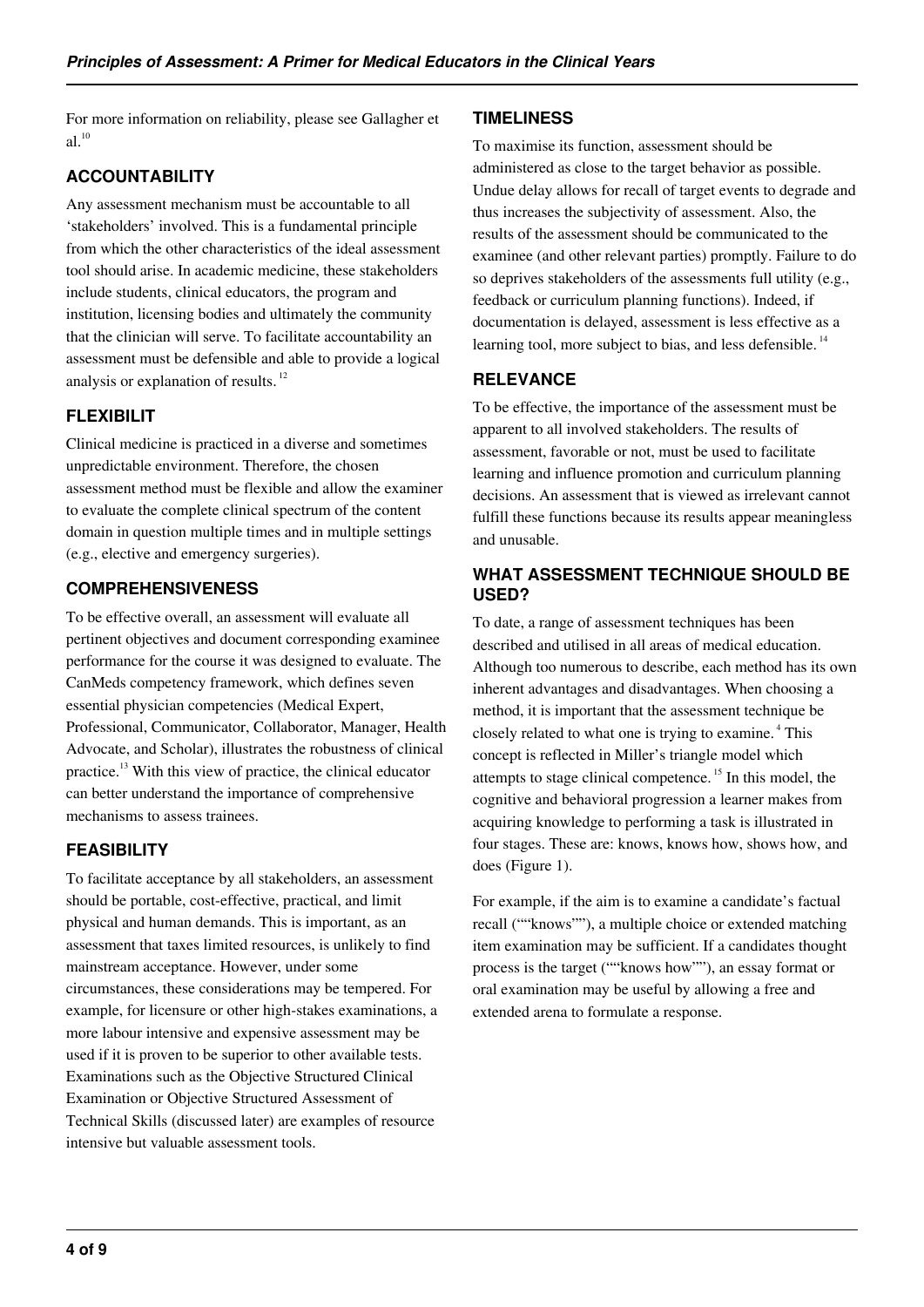For more information on reliability, please see Gallagher et al.[10]

## ACCOUNTABILITY

Any assessment mechanism must be accountable to all 'stakeholders' involved. This is a fundamental principle from which the other characteristics of the ideal assessment tool should arise. In academic medicine, these stakeholders include students, clinical educators, the program and institution, licensing bodies and ultimately the community that the clinician will serve. To facilitate accountability an assessment must be defensible and able to provide a logical analysis or explanation of results.[12]

## FLEXIBILIT

Clinical medicine is practiced in a diverse and sometimes unpredictable environment. Therefore, the chosen assessment method must be flexible and allow the examiner to evaluate the complete clinical spectrum of the content domain in question multiple times and in multiple settings (e.g., elective and emergency surgeries).

## COMPREHENSIVENESS

To be effective overall, an assessment will evaluate all pertinent objectives and document corresponding examinee performance for the course it was designed to evaluate. The CanMeds competency framework, which defines seven essential physician competencies (Medical Expert, Professional, Communicator, Collaborator, Manager, Health Advocate, and Scholar), illustrates the robustness of clinical practice.[13] With this view of practice, the clinical educator can better understand the importance of comprehensive mechanisms to assess trainees.

## FEASIBILITY

To facilitate acceptance by all stakeholders, an assessment should be portable, cost-effective, practical, and limit physical and human demands. This is important, as an assessment that taxes limited resources, is unlikely to find mainstream acceptance. However, under some circumstances, these considerations may be tempered. For example, for licensure or other high-stakes examinations, a more labour intensive and expensive assessment may be used if it is proven to be superior to other available tests. Examinations such as the Objective Structured Clinical Examination or Objective Structured Assessment of Technical Skills (discussed later) are examples of resource intensive but valuable assessment tools.

## TIMELINESS

To maximise its function, assessment should be administered as close to the target behavior as possible. Undue delay allows for recall of target events to degrade and thus increases the subjectivity of assessment. Also, the results of the assessment should be communicated to the examinee (and other relevant parties) promptly. Failure to do so deprives stakeholders of the assessments full utility (e.g., feedback or curriculum planning functions). Indeed, if documentation is delayed, assessment is less effective as a learning tool, more subject to bias, and less defensible.[14]

## RELEVANCE

To be effective, the importance of the assessment must be apparent to all involved stakeholders. The results of assessment, favorable or not, must be used to facilitate learning and influence promotion and curriculum planning decisions. An assessment that is viewed as irrelevant cannot fulfill these functions because its results appear meaningless and unusable.

## WHAT ASSESSMENT TECHNIQUE SHOULD BE USED?

To date, a range of assessment techniques has been described and utilised in all areas of medical education. Although too numerous to describe, each method has its own inherent advantages and disadvantages. When choosing a method, it is important that the assessment technique be closely related to what one is trying to examine.[4] This concept is reflected in Miller's triangle model which attempts to stage clinical competence.[15] In this model, the cognitive and behavioral progression a learner makes from acquiring knowledge to performing a task is illustrated in four stages. These are: knows, knows how, shows how, and does (Figure 1).

For example, if the aim is to examine a candidate's factual recall (""knows""), a multiple choice or extended matching item examination may be sufficient. If a candidates thought process is the target (""knows how""), an essay format or oral examination may be useful by allowing a free and extended arena to formulate a response.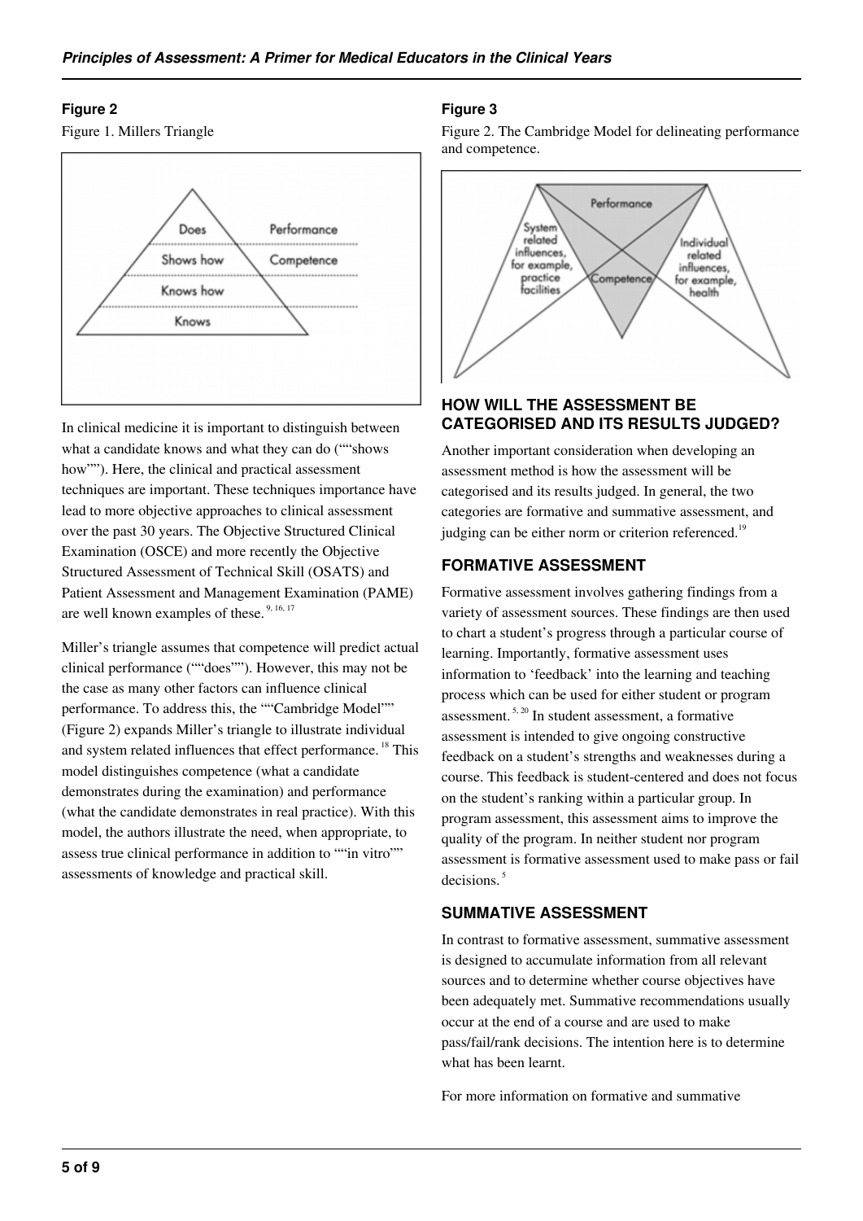**Figure 2**

Figure 1. Millers Triangle

Does
Performance
Shows how
Competence
Knows how
Knows

In clinical medicine it is important to distinguish between what a candidate knows and what they can do (""shows how""). Here, the clinical and practical assessment techniques are important. These techniques importance have lead to more objective approaches to clinical assessment over the past 30 years. The Objective Structured Clinical Examination (OSCE) and more recently the Objective Structured Assessment of Technical Skill (OSATS) and Patient Assessment and Management Examination (PAME) are well known examples of these. [9, 16, 17]

Miller's triangle assumes that competence will predict actual clinical performance (""does""). However, this may not be the case as many other factors can influence clinical performance. To address this, the ""Cambridge Model"" (Figure 2) expands Miller's triangle to illustrate individual and system related influences that effect performance. [18] This model distinguishes competence (what a candidate demonstrates during the examination) and performance (what the candidate demonstrates in real practice). With this model, the authors illustrate the need, when appropriate, to assess true clinical performance in addition to ""in vitro"" assessments of knowledge and practical skill.

**Figure 3**

Figure 2. The Cambridge Model for delineating performance and competence.

Performance
System related influences, for example, practice facilities
Competence
Individual related influences, for example, health

## HOW WILL THE ASSESSMENT BE CATEGORISED AND ITS RESULTS JUDGED?

Another important consideration when developing an assessment method is how the assessment will be categorised and its results judged. In general, the two categories are formative and summative assessment, and judging can be either norm or criterion referenced.[19]

## FORMATIVE ASSESSMENT

Formative assessment involves gathering findings from a variety of assessment sources. These findings are then used to chart a student's progress through a particular course of learning. Importantly, formative assessment uses information to 'feedback' into the learning and teaching process which can be used for either student or program assessment. [5, 20] In student assessment, a formative assessment is intended to give ongoing constructive feedback on a student's strengths and weaknesses during a course. This feedback is student-centered and does not focus on the student's ranking within a particular group. In program assessment, this assessment aims to improve the quality of the program. In neither student nor program assessment is formative assessment used to make pass or fail decisions. [5]

## SUMMATIVE ASSESSMENT

In contrast to formative assessment, summative assessment is designed to accumulate information from all relevant sources and to determine whether course objectives have been adequately met. Summative recommendations usually occur at the end of a course and are used to make pass/fail/rank decisions. The intention here is to determine what has been learnt.

For more information on formative and summative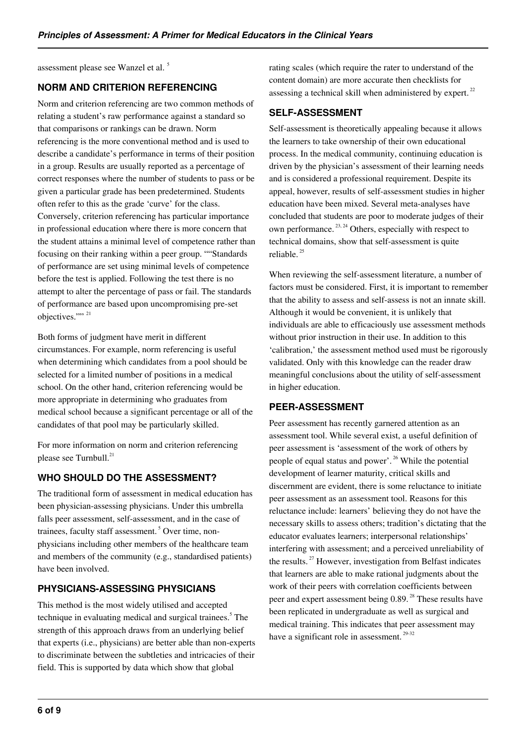assessment please see Wanzel et al. [5]

## NORM AND CRITERION REFERENCING

Norm and criterion referencing are two common methods of relating a student's raw performance against a standard so that comparisons or rankings can be drawn. Norm referencing is the more conventional method and is used to describe a candidate's performance in terms of their position in a group. Results are usually reported as a percentage of correct responses where the number of students to pass or be given a particular grade has been predetermined. Students often refer to this as the grade 'curve' for the class. Conversely, criterion referencing has particular importance in professional education where there is more concern that the student attains a minimal level of competence rather than focusing on their ranking within a peer group. ""Standards of performance are set using minimal levels of competence before the test is applied. Following the test there is no attempt to alter the percentage of pass or fail. The standards of performance are based upon uncompromising pre-set objectives."" [21]

Both forms of judgment have merit in different circumstances. For example, norm referencing is useful when determining which candidates from a pool should be selected for a limited number of positions in a medical school. On the other hand, criterion referencing would be more appropriate in determining who graduates from medical school because a significant percentage or all of the candidates of that pool may be particularly skilled.

For more information on norm and criterion referencing please see Turnbull.[21]

## WHO SHOULD DO THE ASSESSMENT?

The traditional form of assessment in medical education has been physician-assessing physicians. Under this umbrella falls peer assessment, self-assessment, and in the case of trainees, faculty staff assessment. [5] Over time, non-physicians including other members of the healthcare team and members of the community (e.g., standardised patients) have been involved.

## PHYSICIANS-ASSESSING PHYSICIANS

This method is the most widely utilised and accepted technique in evaluating medical and surgical trainees.[5] The strength of this approach draws from an underlying belief that experts (i.e., physicians) are better able than non-experts to discriminate between the subtleties and intricacies of their field. This is supported by data which show that global rating scales (which require the rater to understand of the content domain) are more accurate then checklists for assessing a technical skill when administered by expert. [22]

## SELF-ASSESSMENT

Self-assessment is theoretically appealing because it allows the learners to take ownership of their own educational process. In the medical community, continuing education is driven by the physician's assessment of their learning needs and is considered a professional requirement. Despite its appeal, however, results of self-assessment studies in higher education have been mixed. Several meta-analyses have concluded that students are poor to moderate judges of their own performance. [23, 24] Others, especially with respect to technical domains, show that self-assessment is quite reliable. [25]

When reviewing the self-assessment literature, a number of factors must be considered. First, it is important to remember that the ability to assess and self-assess is not an innate skill. Although it would be convenient, it is unlikely that individuals are able to efficaciously use assessment methods without prior instruction in their use. In addition to this 'calibration,' the assessment method used must be rigorously validated. Only with this knowledge can the reader draw meaningful conclusions about the utility of self-assessment in higher education.

## PEER-ASSESSMENT

Peer assessment has recently garnered attention as an assessment tool. While several exist, a useful definition of peer assessment is 'assessment of the work of others by people of equal status and power'. [26] While the potential development of learner maturity, critical skills and discernment are evident, there is some reluctance to initiate peer assessment as an assessment tool. Reasons for this reluctance include: learners' believing they do not have the necessary skills to assess others; tradition's dictating that the educator evaluates learners; interpersonal relationships' interfering with assessment; and a perceived unreliability of the results. [27] However, investigation from Belfast indicates that learners are able to make rational judgments about the work of their peers with correlation coefficients between peer and expert assessment being 0.89. [28] These results have been replicated in undergraduate as well as surgical and medical training. This indicates that peer assessment may have a significant role in assessment. [29-32]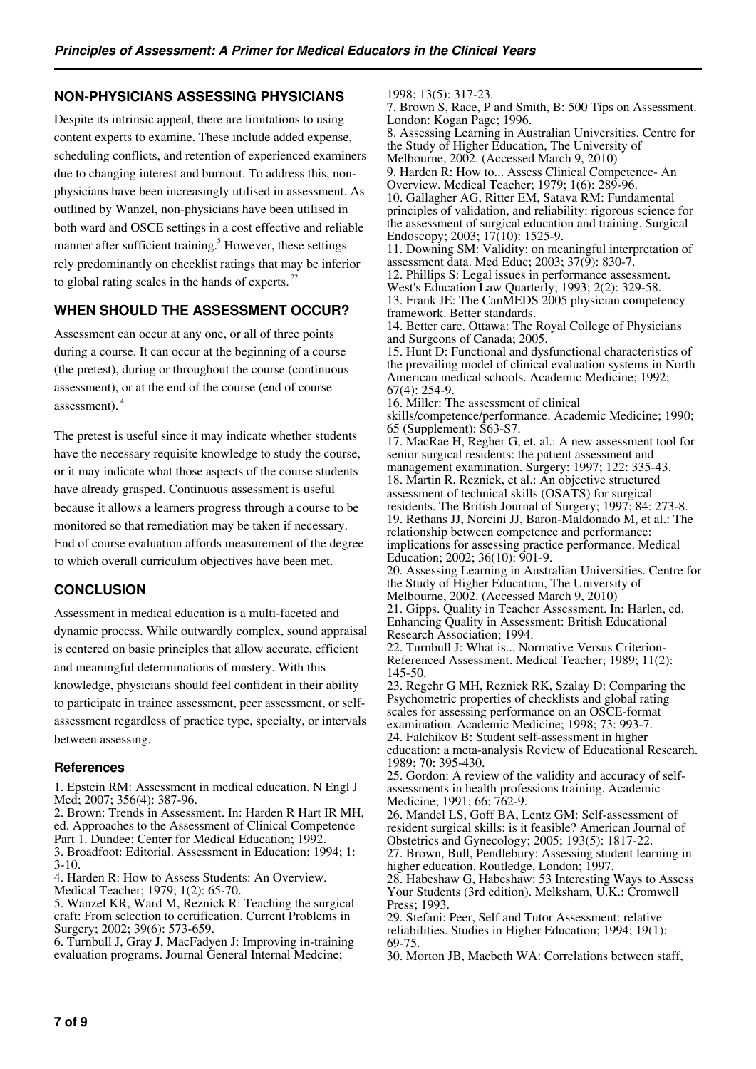## NON-PHYSICIANS ASSESSING PHYSICIANS

Despite its intrinsic appeal, there are limitations to using content experts to examine. These include added expense, scheduling conflicts, and retention of experienced examiners due to changing interest and burnout. To address this, non-physicians have been increasingly utilised in assessment. As outlined by Wanzel, non-physicians have been utilised in both ward and OSCE settings in a cost effective and reliable manner after sufficient training.[5] However, these settings rely predominantly on checklist ratings that may be inferior to global rating scales in the hands of experts.[22]

## WHEN SHOULD THE ASSESSMENT OCCUR?

Assessment can occur at any one, or all of three points during a course. It can occur at the beginning of a course (the pretest), during or throughout the course (continuous assessment), or at the end of the course (end of course assessment).[4]

The pretest is useful since it may indicate whether students have the necessary requisite knowledge to study the course, or it may indicate what those aspects of the course students have already grasped. Continuous assessment is useful because it allows a learners progress through a course to be monitored so that remediation may be taken if necessary. End of course evaluation affords measurement of the degree to which overall curriculum objectives have been met.

## CONCLUSION

Assessment in medical education is a multi-faceted and dynamic process. While outwardly complex, sound appraisal is centered on basic principles that allow accurate, efficient and meaningful determinations of mastery. With this knowledge, physicians should feel confident in their ability to participate in trainee assessment, peer assessment, or self-assessment regardless of practice type, specialty, or intervals between assessing.

### References

1. Epstein RM: Assessment in medical education. N Engl J Med; 2007; 356(4): 387-96.
2. Brown: Trends in Assessment. In: Harden R Hart IR MH, ed. Approaches to the Assessment of Clinical Competence Part 1. Dundee: Center for Medical Education; 1992.
3. Broadfoot: Editorial. Assessment in Education; 1994; 1: 3-10.
4. Harden R: How to Assess Students: An Overview. Medical Teacher; 1979; 1(2): 65-70.
5. Wanzel KR, Ward M, Reznick R: Teaching the surgical craft: From selection to certification. Current Problems in Surgery; 2002; 39(6): 573-659.
6. Turnbull J, Gray J, MacFadyen J: Improving in-training evaluation programs. Journal General Internal Medcine; 1998; 13(5): 317-23.
7. Brown S, Race, P and Smith, B: 500 Tips on Assessment. London: Kogan Page; 1996.
8. Assessing Learning in Australian Universities. Centre for the Study of Higher Education, The University of Melbourne, 2002. (Accessed March 9, 2010)
9. Harden R: How to... Assess Clinical Competence- An Overview. Medical Teacher; 1979; 1(6): 289-96.
10. Gallagher AG, Ritter EM, Satava RM: Fundamental principles of validation, and reliability: rigorous science for the assessment of surgical education and training. Surgical Endoscopy; 2003; 17(10): 1525-9.
11. Downing SM: Validity: on meaningful interpretation of assessment data. Med Educ; 2003; 37(9): 830-7.
12. Phillips S: Legal issues in performance assessment. West's Education Law Quarterly; 1993; 2(2): 329-58.
13. Frank JE: The CanMEDS 2005 physician competency framework. Better standards.
14. Better care. Ottawa: The Royal College of Physicians and Surgeons of Canada; 2005.
15. Hunt D: Functional and dysfunctional characteristics of the prevailing model of clinical evaluation systems in North American medical schools. Academic Medicine; 1992; 67(4): 254-9.
16. Miller: The assessment of clinical skills/competence/performance. Academic Medicine; 1990; 65 (Supplement): S63-S7.
17. MacRae H, Regher G, et. al.: A new assessment tool for senior surgical residents: the patient assessment and management examination. Surgery; 1997; 122: 335-43.
18. Martin R, Reznick, et al.: An objective structured assessment of technical skills (OSATS) for surgical residents. The British Journal of Surgery; 1997; 84: 273-8.
19. Rethans JJ, Norcini JJ, Baron-Maldonado M, et al.: The relationship between competence and performance: implications for assessing practice performance. Medical Education; 2002; 36(10): 901-9.
20. Assessing Learning in Australian Universities. Centre for the Study of Higher Education, The University of Melbourne, 2002. (Accessed March 9, 2010)
21. Gipps. Quality in Teacher Assessment. In: Harlen, ed. Enhancing Quality in Assessment: British Educational Research Association; 1994.
22. Turnbull J: What is... Normative Versus Criterion-Referenced Assessment. Medical Teacher; 1989; 11(2): 145-50.
23. Regehr G MH, Reznick RK, Szalay D: Comparing the Psychometric properties of checklists and global rating scales for assessing performance on an OSCE-format examination. Academic Medicine; 1998; 73: 993-7.
24. Falchikov B: Student self-assessment in higher education: a meta-analysis Review of Educational Research. 1989; 70: 395-430.
25. Gordon: A review of the validity and accuracy of self-assessments in health professions training. Academic Medicine; 1991; 66: 762-9.
26. Mandel LS, Goff BA, Lentz GM: Self-assessment of resident surgical skills: is it feasible? American Journal of Obstetrics and Gynecology; 2005; 193(5): 1817-22.
27. Brown, Bull, Pendlebury: Assessing student learning in higher education. Routledge, London; 1997.
28. Habeshaw G, Habeshaw: 53 Interesting Ways to Assess Your Students (3rd edition). Melksham, U.K.: Cromwell Press; 1993.
29. Stefani: Peer, Self and Tutor Assessment: relative reliabilities. Studies in Higher Education; 1994; 19(1): 69-75.
30. Morton JB, Macbeth WA: Correlations between staff,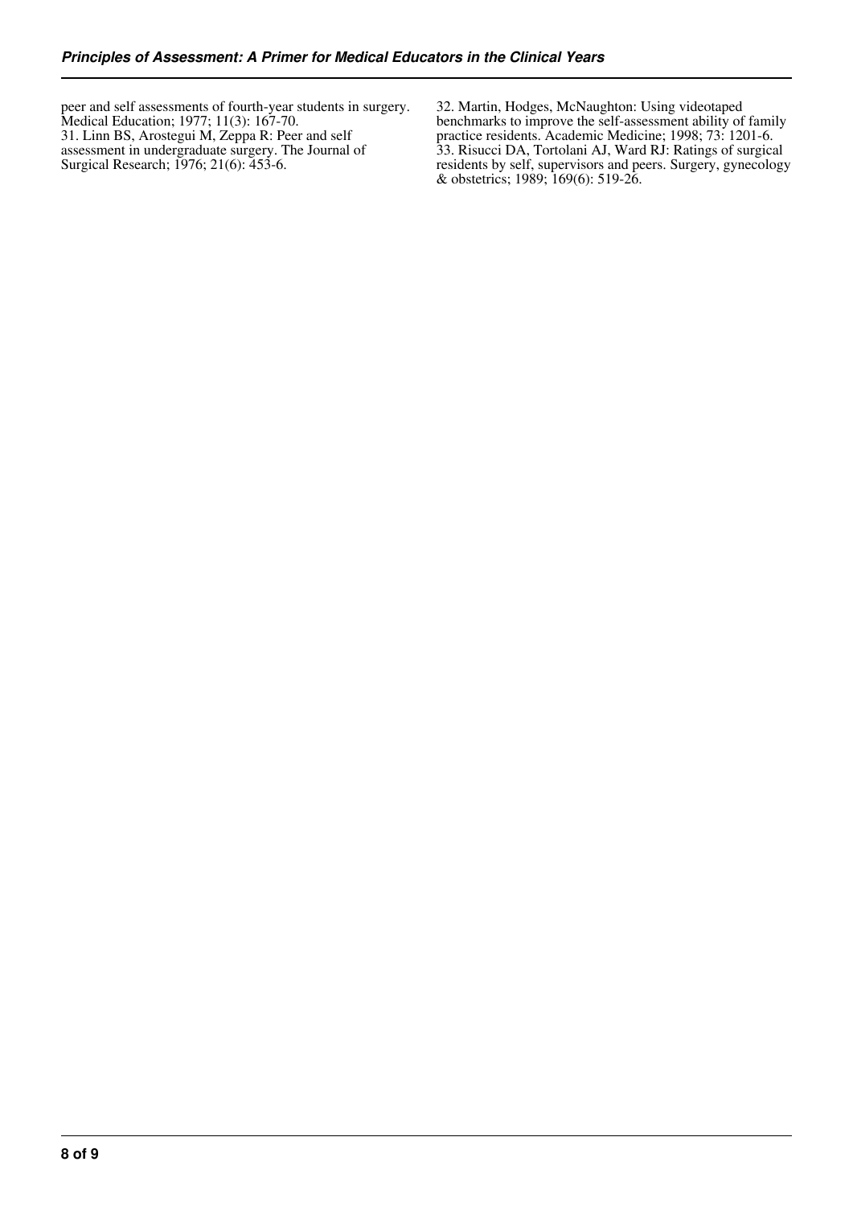peer and self assessments of fourth-year students in surgery. Medical Education; 1977; 11(3): 167-70.

31. Linn BS, Arostegui M, Zeppa R: Peer and self assessment in undergraduate surgery. The Journal of Surgical Research; 1976; 21(6): 453-6.

32. Martin, Hodges, McNaughton: Using videotaped benchmarks to improve the self-assessment ability of family practice residents. Academic Medicine; 1998; 73: 1201-6.

33. Risucci DA, Tortolani AJ, Ward RJ: Ratings of surgical residents by self, supervisors and peers. Surgery, gynecology & obstetrics; 1989; 169(6): 519-26.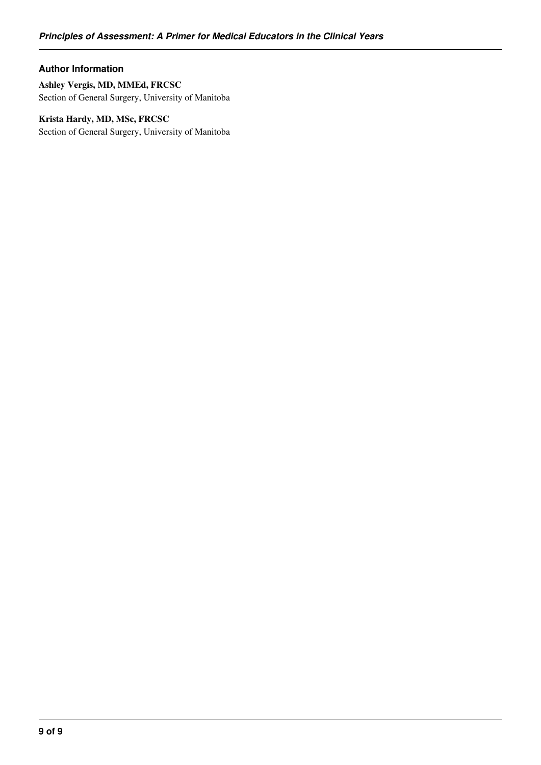## Author Information

**Ashley Vergis, MD, MMEd, FRCSC**
Section of General Surgery, University of Manitoba

**Krista Hardy, MD, MSc, FRCSC**
Section of General Surgery, University of Manitoba